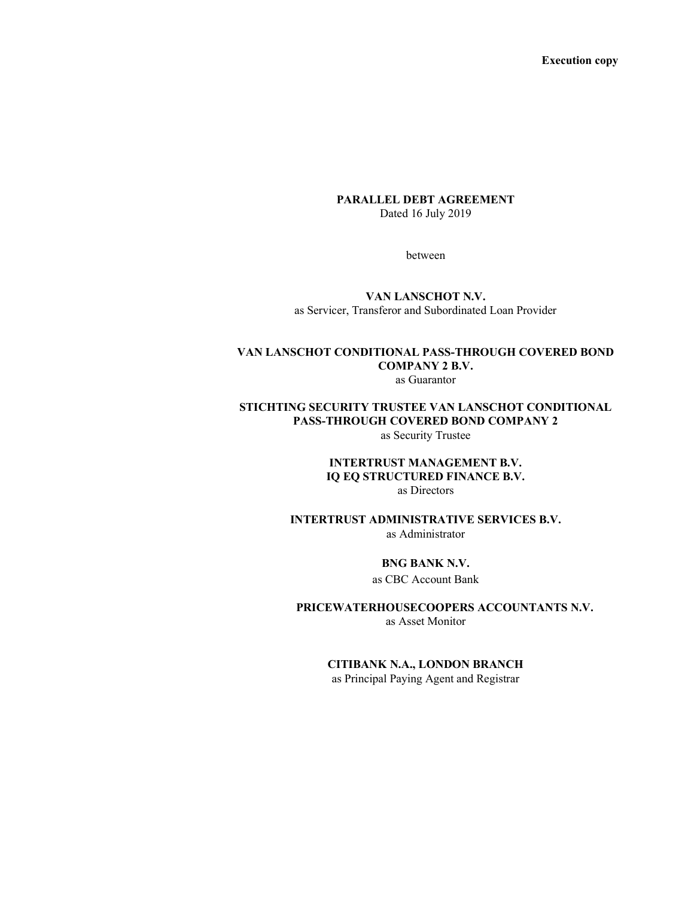**Execution copy**

# PARALLEL DEBT AGREEMENT

Dated 16 July 2019

between

**VAN LANSCHOT N.V.**
as Servicer, Transferor and Subordinated Loan Provider

**VAN LANSCHOT CONDITIONAL PASS-THROUGH COVERED BOND COMPANY 2 B.V.**
as Guarantor

**STICHTING SECURITY TRUSTEE VAN LANSCHOT CONDITIONAL PASS-THROUGH COVERED BOND COMPANY 2**
as Security Trustee

**INTERTRUST MANAGEMENT B.V.**
**IQ EQ STRUCTURED FINANCE B.V.**
as Directors

**INTERTRUST ADMINISTRATIVE SERVICES B.V.**
as Administrator

**BNG BANK N.V.**
as CBC Account Bank

**PRICEWATERHOUSECOOPERS ACCOUNTANTS N.V.**
as Asset Monitor

**CITIBANK N.A., LONDON BRANCH**
as Principal Paying Agent and Registrar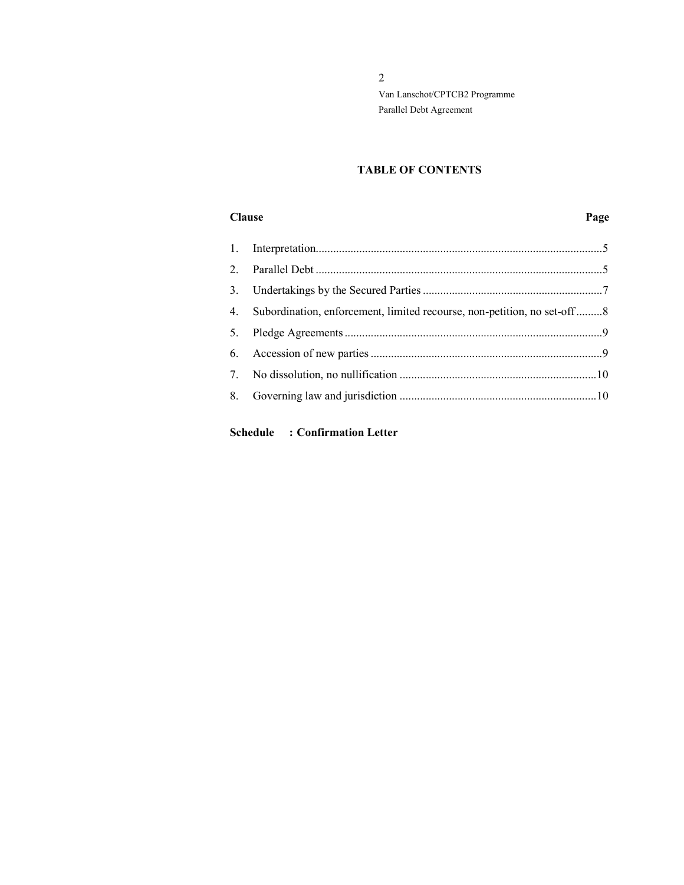## TABLE OF CONTENTS

| Clause | | Page |
|---|---|---|
| 1. | Interpretation | 5 |
| 2. | Parallel Debt | 5 |
| 3. | Undertakings by the Secured Parties | 7 |
| 4. | Subordination, enforcement, limited recourse, non-petition, no set-off | 8 |
| 5. | Pledge Agreements | 9 |
| 6. | Accession of new parties | 9 |
| 7. | No dissolution, no nullification | 10 |
| 8. | Governing law and jurisdiction | 10 |

**Schedule : Confirmation Letter**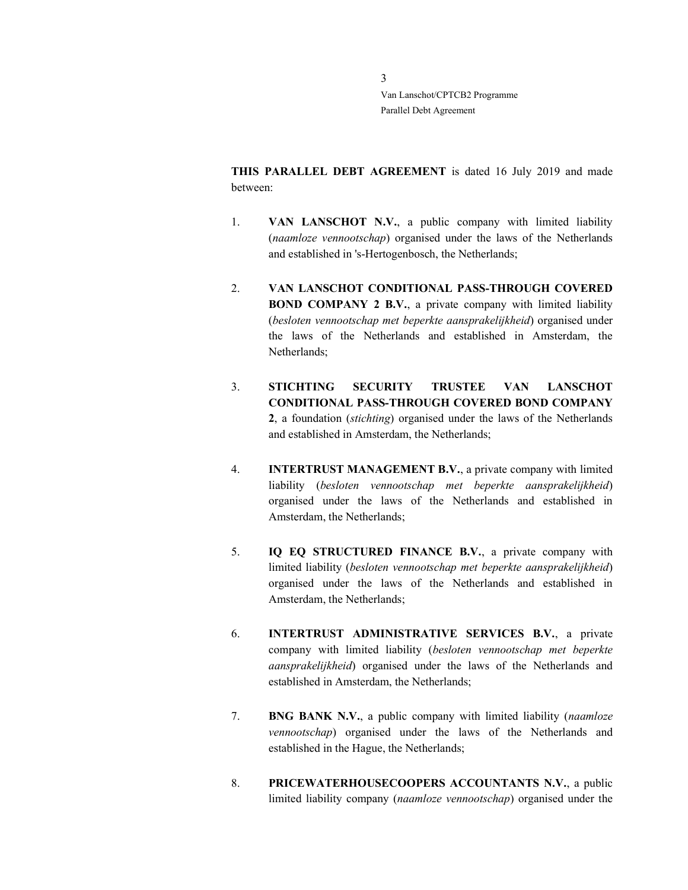**THIS PARALLEL DEBT AGREEMENT** is dated 16 July 2019 and made between:

1. **VAN LANSCHOT N.V.**, a public company with limited liability (*naamloze vennootschap*) organised under the laws of the Netherlands and established in 's-Hertogenbosch, the Netherlands;

2. **VAN LANSCHOT CONDITIONAL PASS-THROUGH COVERED BOND COMPANY 2 B.V.**, a private company with limited liability (*besloten vennootschap met beperkte aansprakelijkheid*) organised under the laws of the Netherlands and established in Amsterdam, the Netherlands;

3. **STICHTING SECURITY TRUSTEE VAN LANSCHOT CONDITIONAL PASS-THROUGH COVERED BOND COMPANY 2**, a foundation (*stichting*) organised under the laws of the Netherlands and established in Amsterdam, the Netherlands;

4. **INTERTRUST MANAGEMENT B.V.**, a private company with limited liability (*besloten vennootschap met beperkte aansprakelijkheid*) organised under the laws of the Netherlands and established in Amsterdam, the Netherlands;

5. **IQ EQ STRUCTURED FINANCE B.V.**, a private company with limited liability (*besloten vennootschap met beperkte aansprakelijkheid*) organised under the laws of the Netherlands and established in Amsterdam, the Netherlands;

6. **INTERTRUST ADMINISTRATIVE SERVICES B.V.**, a private company with limited liability (*besloten vennootschap met beperkte aansprakelijkheid*) organised under the laws of the Netherlands and established in Amsterdam, the Netherlands;

7. **BNG BANK N.V.**, a public company with limited liability (*naamloze vennootschap*) organised under the laws of the Netherlands and established in the Hague, the Netherlands;

8. **PRICEWATERHOUSECOOPERS ACCOUNTANTS N.V.**, a public limited liability company (*naamloze vennootschap*) organised under the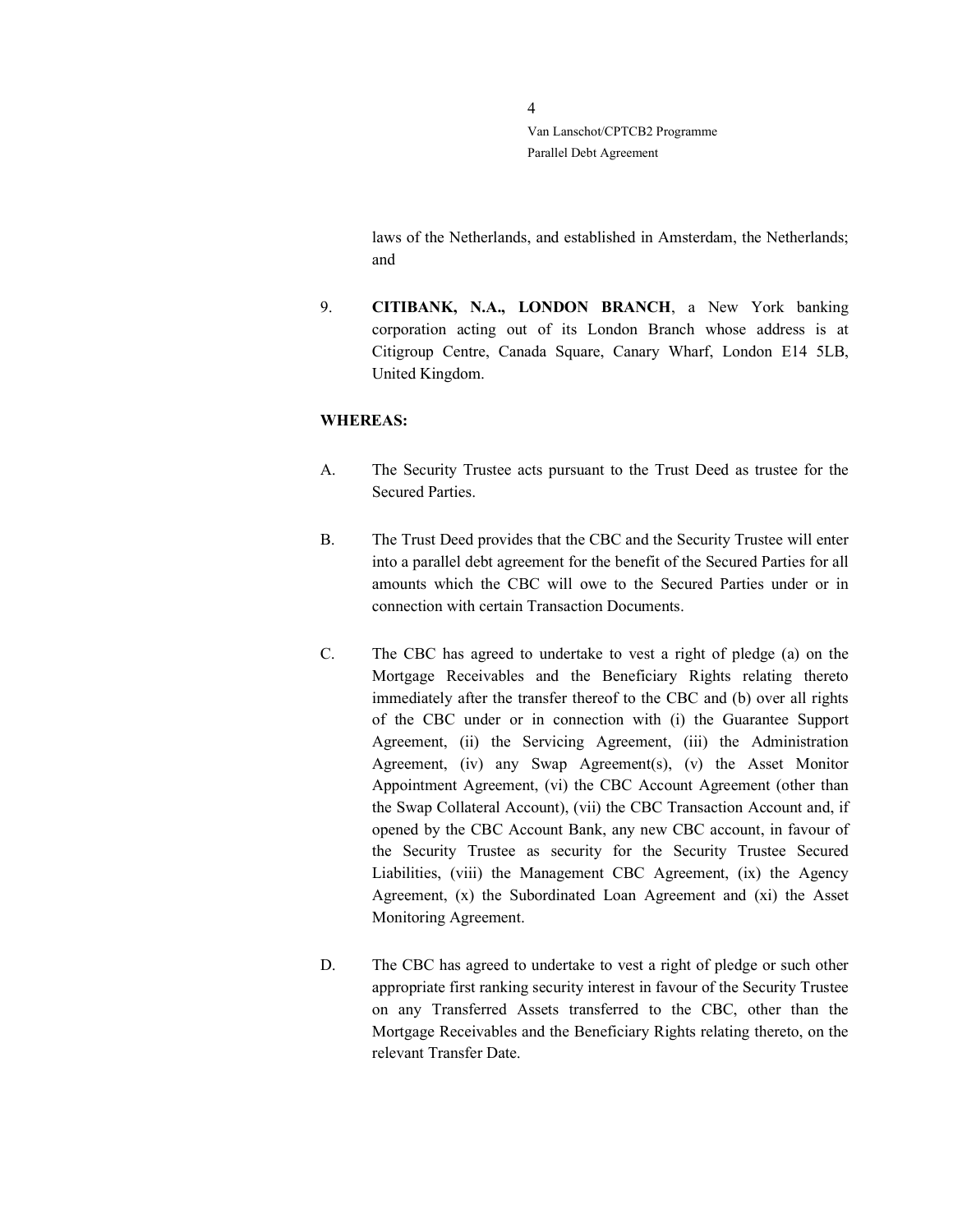laws of the Netherlands, and established in Amsterdam, the Netherlands; and

9. **CITIBANK, N.A., LONDON BRANCH**, a New York banking corporation acting out of its London Branch whose address is at Citigroup Centre, Canada Square, Canary Wharf, London E14 5LB, United Kingdom.

**WHEREAS:**

A. The Security Trustee acts pursuant to the Trust Deed as trustee for the Secured Parties.

B. The Trust Deed provides that the CBC and the Security Trustee will enter into a parallel debt agreement for the benefit of the Secured Parties for all amounts which the CBC will owe to the Secured Parties under or in connection with certain Transaction Documents.

C. The CBC has agreed to undertake to vest a right of pledge (a) on the Mortgage Receivables and the Beneficiary Rights relating thereto immediately after the transfer thereof to the CBC and (b) over all rights of the CBC under or in connection with (i) the Guarantee Support Agreement, (ii) the Servicing Agreement, (iii) the Administration Agreement, (iv) any Swap Agreement(s), (v) the Asset Monitor Appointment Agreement, (vi) the CBC Account Agreement (other than the Swap Collateral Account), (vii) the CBC Transaction Account and, if opened by the CBC Account Bank, any new CBC account, in favour of the Security Trustee as security for the Security Trustee Secured Liabilities, (viii) the Management CBC Agreement, (ix) the Agency Agreement, (x) the Subordinated Loan Agreement and (xi) the Asset Monitoring Agreement.

D. The CBC has agreed to undertake to vest a right of pledge or such other appropriate first ranking security interest in favour of the Security Trustee on any Transferred Assets transferred to the CBC, other than the Mortgage Receivables and the Beneficiary Rights relating thereto, on the relevant Transfer Date.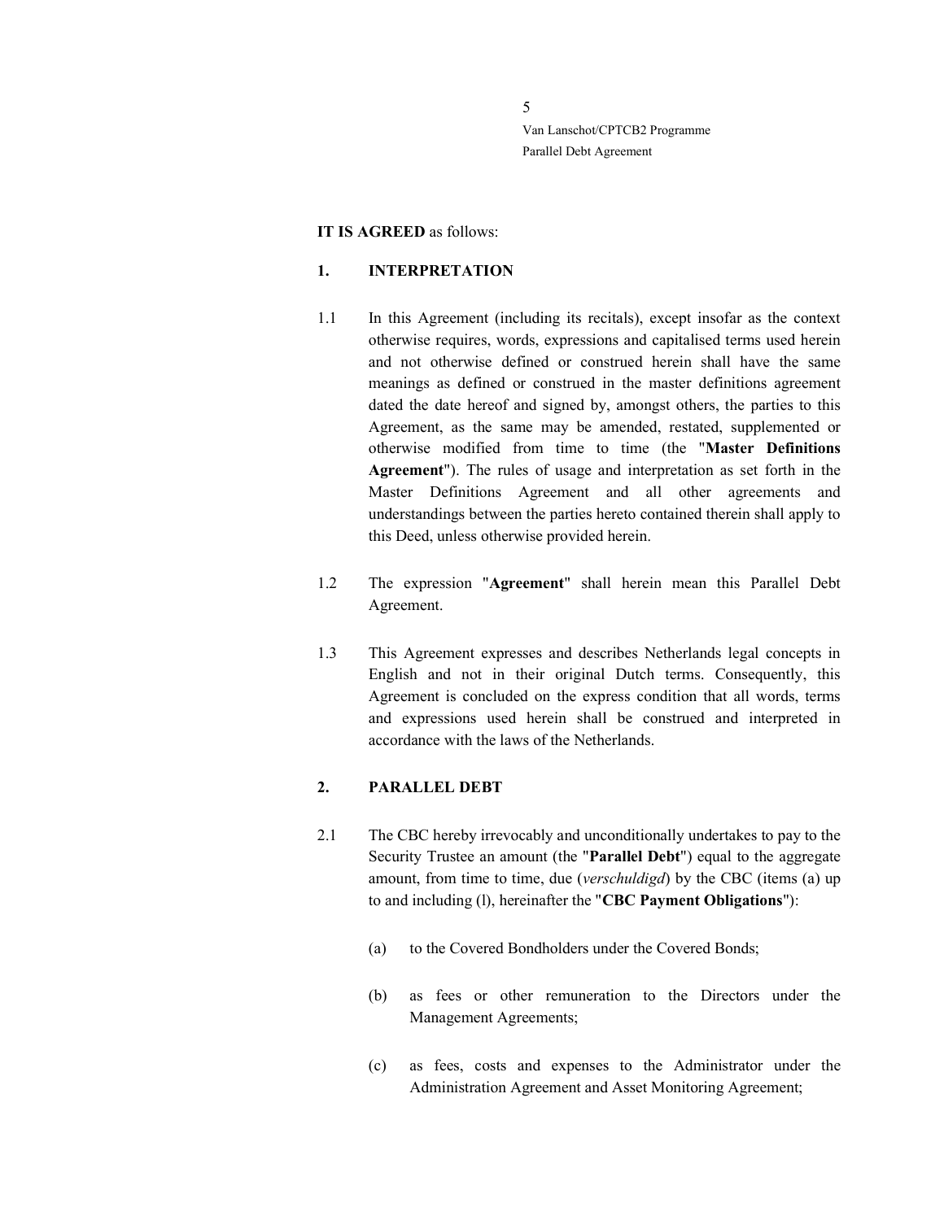**IT IS AGREED** as follows:

**1. INTERPRETATION**

1.1 In this Agreement (including its recitals), except insofar as the context otherwise requires, words, expressions and capitalised terms used herein and not otherwise defined or construed herein shall have the same meanings as defined or construed in the master definitions agreement dated the date hereof and signed by, amongst others, the parties to this Agreement, as the same may be amended, restated, supplemented or otherwise modified from time to time (the "**Master Definitions Agreement**"). The rules of usage and interpretation as set forth in the Master Definitions Agreement and all other agreements and understandings between the parties hereto contained therein shall apply to this Deed, unless otherwise provided herein.

1.2 The expression "**Agreement**" shall herein mean this Parallel Debt Agreement.

1.3 This Agreement expresses and describes Netherlands legal concepts in English and not in their original Dutch terms. Consequently, this Agreement is concluded on the express condition that all words, terms and expressions used herein shall be construed and interpreted in accordance with the laws of the Netherlands.

**2. PARALLEL DEBT**

2.1 The CBC hereby irrevocably and unconditionally undertakes to pay to the Security Trustee an amount (the "**Parallel Debt**") equal to the aggregate amount, from time to time, due (*verschuldigd*) by the CBC (items (a) up to and including (l), hereinafter the "**CBC Payment Obligations**"):

(a) to the Covered Bondholders under the Covered Bonds;

(b) as fees or other remuneration to the Directors under the Management Agreements;

(c) as fees, costs and expenses to the Administrator under the Administration Agreement and Asset Monitoring Agreement;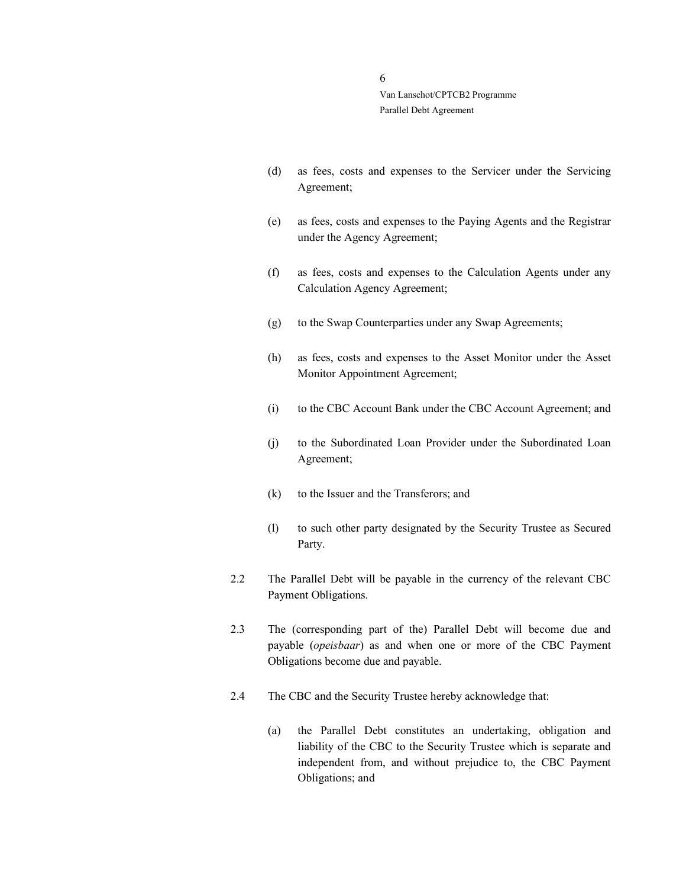(d) as fees, costs and expenses to the Servicer under the Servicing Agreement;

(e) as fees, costs and expenses to the Paying Agents and the Registrar under the Agency Agreement;

(f) as fees, costs and expenses to the Calculation Agents under any Calculation Agency Agreement;

(g) to the Swap Counterparties under any Swap Agreements;

(h) as fees, costs and expenses to the Asset Monitor under the Asset Monitor Appointment Agreement;

(i) to the CBC Account Bank under the CBC Account Agreement; and

(j) to the Subordinated Loan Provider under the Subordinated Loan Agreement;

(k) to the Issuer and the Transferors; and

(l) to such other party designated by the Security Trustee as Secured Party.

2.2 The Parallel Debt will be payable in the currency of the relevant CBC Payment Obligations.

2.3 The (corresponding part of the) Parallel Debt will become due and payable (*opeisbaar*) as and when one or more of the CBC Payment Obligations become due and payable.

2.4 The CBC and the Security Trustee hereby acknowledge that:

(a) the Parallel Debt constitutes an undertaking, obligation and liability of the CBC to the Security Trustee which is separate and independent from, and without prejudice to, the CBC Payment Obligations; and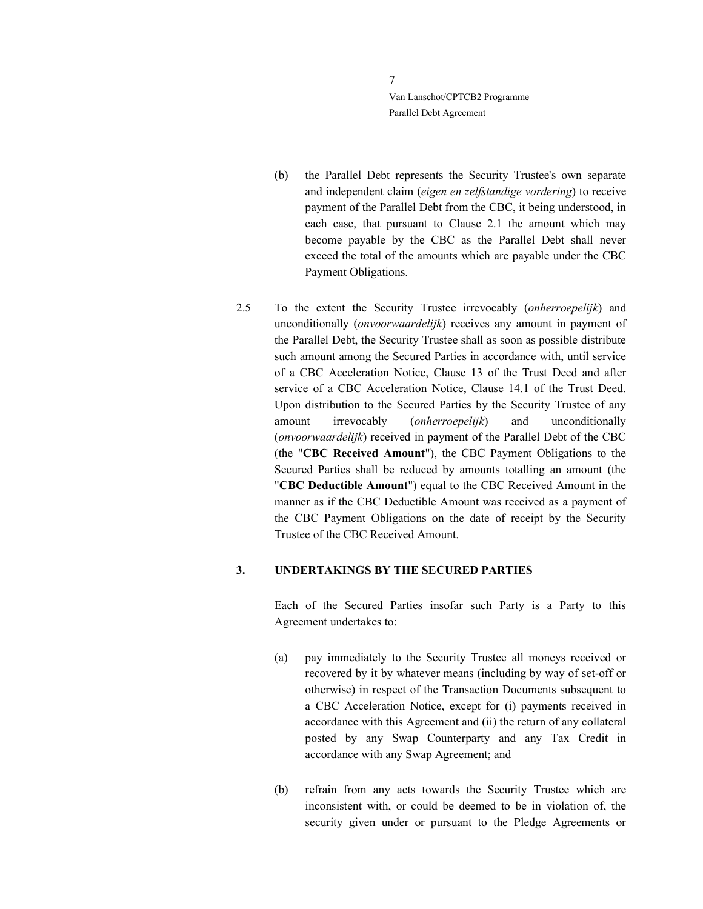(b) the Parallel Debt represents the Security Trustee's own separate and independent claim (*eigen en zelfstandige vordering*) to receive payment of the Parallel Debt from the CBC, it being understood, in each case, that pursuant to Clause 2.1 the amount which may become payable by the CBC as the Parallel Debt shall never exceed the total of the amounts which are payable under the CBC Payment Obligations.

2.5 To the extent the Security Trustee irrevocably (*onherroepelijk*) and unconditionally (*onvoorwaardelijk*) receives any amount in payment of the Parallel Debt, the Security Trustee shall as soon as possible distribute such amount among the Secured Parties in accordance with, until service of a CBC Acceleration Notice, Clause 13 of the Trust Deed and after service of a CBC Acceleration Notice, Clause 14.1 of the Trust Deed. Upon distribution to the Secured Parties by the Security Trustee of any amount irrevocably (*onherroepelijk*) and unconditionally (*onvoorwaardelijk*) received in payment of the Parallel Debt of the CBC (the "**CBC Received Amount**"), the CBC Payment Obligations to the Secured Parties shall be reduced by amounts totalling an amount (the "**CBC Deductible Amount**") equal to the CBC Received Amount in the manner as if the CBC Deductible Amount was received as a payment of the CBC Payment Obligations on the date of receipt by the Security Trustee of the CBC Received Amount.

## 3. UNDERTAKINGS BY THE SECURED PARTIES

Each of the Secured Parties insofar such Party is a Party to this Agreement undertakes to:

(a) pay immediately to the Security Trustee all moneys received or recovered by it by whatever means (including by way of set-off or otherwise) in respect of the Transaction Documents subsequent to a CBC Acceleration Notice, except for (i) payments received in accordance with this Agreement and (ii) the return of any collateral posted by any Swap Counterparty and any Tax Credit in accordance with any Swap Agreement; and

(b) refrain from any acts towards the Security Trustee which are inconsistent with, or could be deemed to be in violation of, the security given under or pursuant to the Pledge Agreements or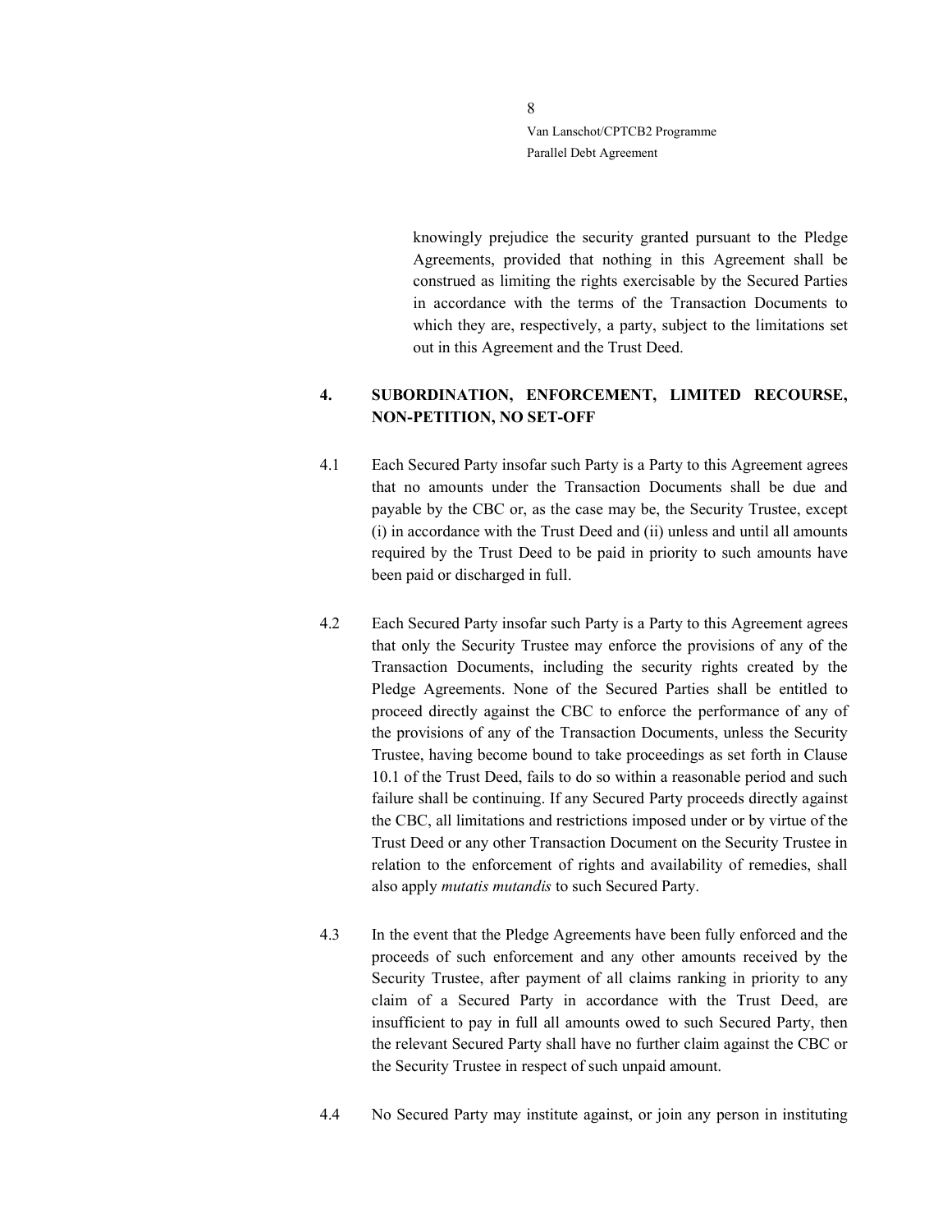knowingly prejudice the security granted pursuant to the Pledge Agreements, provided that nothing in this Agreement shall be construed as limiting the rights exercisable by the Secured Parties in accordance with the terms of the Transaction Documents to which they are, respectively, a party, subject to the limitations set out in this Agreement and the Trust Deed.

## 4. SUBORDINATION, ENFORCEMENT, LIMITED RECOURSE, NON-PETITION, NO SET-OFF

4.1 Each Secured Party insofar such Party is a Party to this Agreement agrees that no amounts under the Transaction Documents shall be due and payable by the CBC or, as the case may be, the Security Trustee, except (i) in accordance with the Trust Deed and (ii) unless and until all amounts required by the Trust Deed to be paid in priority to such amounts have been paid or discharged in full.

4.2 Each Secured Party insofar such Party is a Party to this Agreement agrees that only the Security Trustee may enforce the provisions of any of the Transaction Documents, including the security rights created by the Pledge Agreements. None of the Secured Parties shall be entitled to proceed directly against the CBC to enforce the performance of any of the provisions of any of the Transaction Documents, unless the Security Trustee, having become bound to take proceedings as set forth in Clause 10.1 of the Trust Deed, fails to do so within a reasonable period and such failure shall be continuing. If any Secured Party proceeds directly against the CBC, all limitations and restrictions imposed under or by virtue of the Trust Deed or any other Transaction Document on the Security Trustee in relation to the enforcement of rights and availability of remedies, shall also apply *mutatis mutandis* to such Secured Party.

4.3 In the event that the Pledge Agreements have been fully enforced and the proceeds of such enforcement and any other amounts received by the Security Trustee, after payment of all claims ranking in priority to any claim of a Secured Party in accordance with the Trust Deed, are insufficient to pay in full all amounts owed to such Secured Party, then the relevant Secured Party shall have no further claim against the CBC or the Security Trustee in respect of such unpaid amount.

4.4 No Secured Party may institute against, or join any person in instituting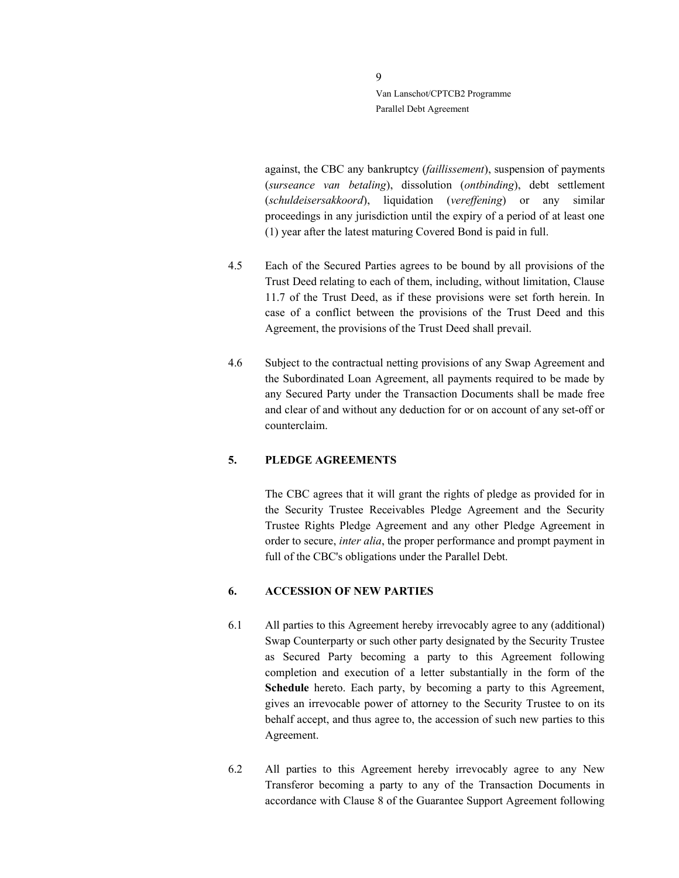against, the CBC any bankruptcy (*faillissement*), suspension of payments (*surseance van betaling*), dissolution (*ontbinding*), debt settlement (*schuldeisersakkoord*), liquidation (*vereffening*) or any similar proceedings in any jurisdiction until the expiry of a period of at least one (1) year after the latest maturing Covered Bond is paid in full.

4.5 Each of the Secured Parties agrees to be bound by all provisions of the Trust Deed relating to each of them, including, without limitation, Clause 11.7 of the Trust Deed, as if these provisions were set forth herein. In case of a conflict between the provisions of the Trust Deed and this Agreement, the provisions of the Trust Deed shall prevail.

4.6 Subject to the contractual netting provisions of any Swap Agreement and the Subordinated Loan Agreement, all payments required to be made by any Secured Party under the Transaction Documents shall be made free and clear of and without any deduction for or on account of any set-off or counterclaim.

## 5. PLEDGE AGREEMENTS

The CBC agrees that it will grant the rights of pledge as provided for in the Security Trustee Receivables Pledge Agreement and the Security Trustee Rights Pledge Agreement and any other Pledge Agreement in order to secure, *inter alia*, the proper performance and prompt payment in full of the CBC's obligations under the Parallel Debt.

## 6. ACCESSION OF NEW PARTIES

6.1 All parties to this Agreement hereby irrevocably agree to any (additional) Swap Counterparty or such other party designated by the Security Trustee as Secured Party becoming a party to this Agreement following completion and execution of a letter substantially in the form of the **Schedule** hereto. Each party, by becoming a party to this Agreement, gives an irrevocable power of attorney to the Security Trustee to on its behalf accept, and thus agree to, the accession of such new parties to this Agreement.

6.2 All parties to this Agreement hereby irrevocably agree to any New Transferor becoming a party to any of the Transaction Documents in accordance with Clause 8 of the Guarantee Support Agreement following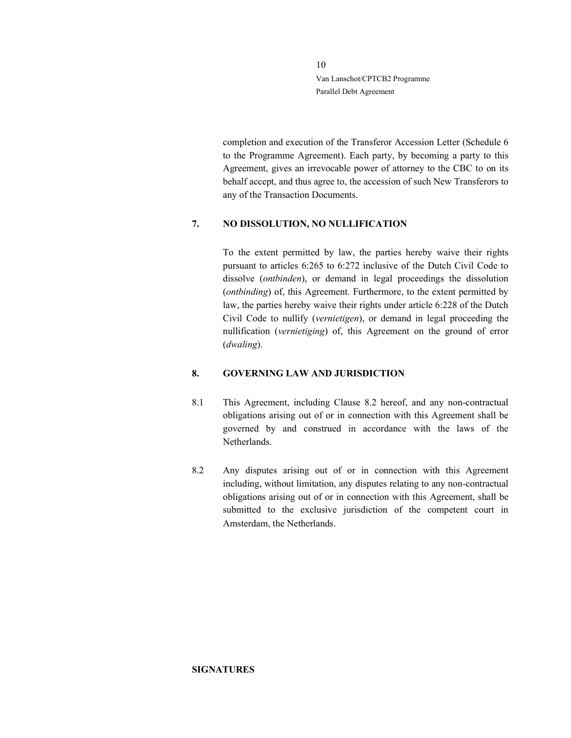completion and execution of the Transferor Accession Letter (Schedule 6 to the Programme Agreement). Each party, by becoming a party to this Agreement, gives an irrevocable power of attorney to the CBC to on its behalf accept, and thus agree to, the accession of such New Transferors to any of the Transaction Documents.

## 7. NO DISSOLUTION, NO NULLIFICATION

To the extent permitted by law, the parties hereby waive their rights pursuant to articles 6:265 to 6:272 inclusive of the Dutch Civil Code to dissolve (*ontbinden*), or demand in legal proceedings the dissolution (*ontbinding*) of, this Agreement. Furthermore, to the extent permitted by law, the parties hereby waive their rights under article 6:228 of the Dutch Civil Code to nullify (*vernietigen*), or demand in legal proceeding the nullification (*vernietiging*) of, this Agreement on the ground of error (*dwaling*).

## 8. GOVERNING LAW AND JURISDICTION

8.1 This Agreement, including Clause 8.2 hereof, and any non-contractual obligations arising out of or in connection with this Agreement shall be governed by and construed in accordance with the laws of the Netherlands.

8.2 Any disputes arising out of or in connection with this Agreement including, without limitation, any disputes relating to any non-contractual obligations arising out of or in connection with this Agreement, shall be submitted to the exclusive jurisdiction of the competent court in Amsterdam, the Netherlands.

**SIGNATURES**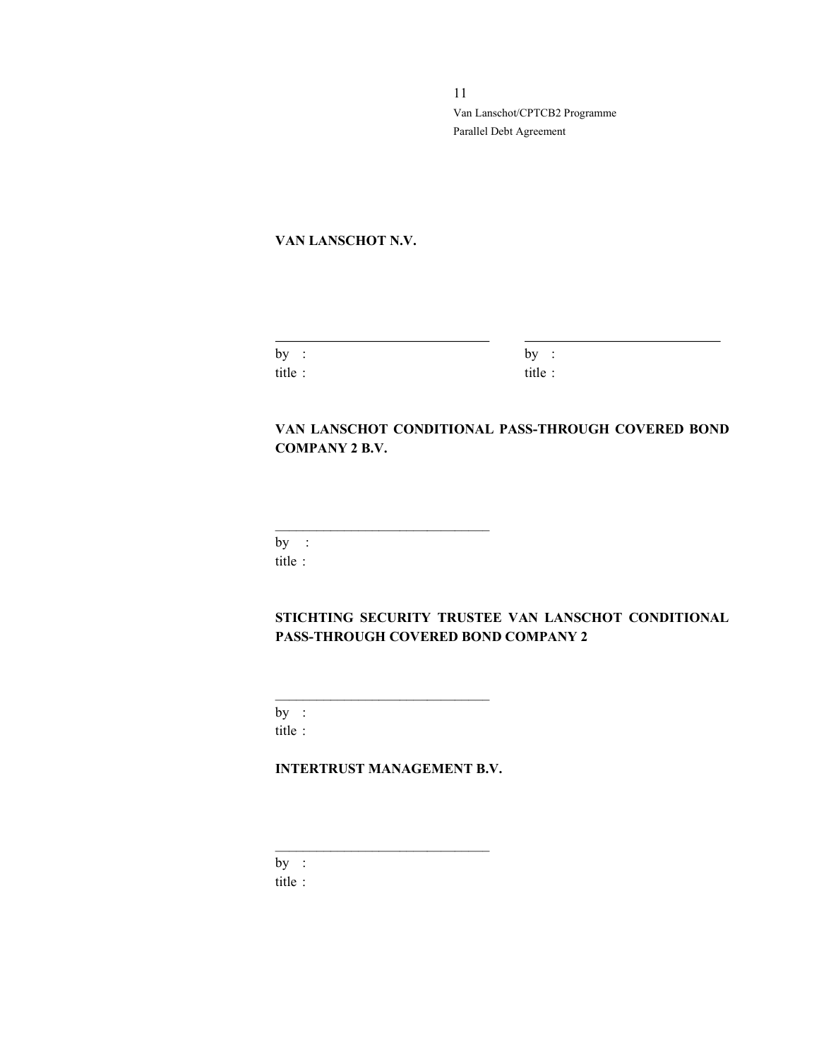**VAN LANSCHOT N.V.**

| | |
|---|---|
| \_\_\_\_\_\_\_\_\_\_\_\_\_\_\_\_\_\_\_\_\_\_\_\_\_\_\_\_\_\_ | \_\_\_\_\_\_\_\_\_\_\_\_\_\_\_\_\_\_\_\_\_\_\_\_\_\_\_\_\_\_ |
| by : | by : |
| title : | title : |

**VAN LANSCHOT CONDITIONAL PASS-THROUGH COVERED BOND COMPANY 2 B.V.**

\_\_\_\_\_\_\_\_\_\_\_\_\_\_\_\_\_\_\_\_\_\_\_\_\_\_\_\_\_\_

by :

title :

**STICHTING SECURITY TRUSTEE VAN LANSCHOT CONDITIONAL PASS-THROUGH COVERED BOND COMPANY 2**

\_\_\_\_\_\_\_\_\_\_\_\_\_\_\_\_\_\_\_\_\_\_\_\_\_\_\_\_\_\_

by :

title :

**INTERTRUST MANAGEMENT B.V.**

\_\_\_\_\_\_\_\_\_\_\_\_\_\_\_\_\_\_\_\_\_\_\_\_\_\_\_\_\_\_

by :

title :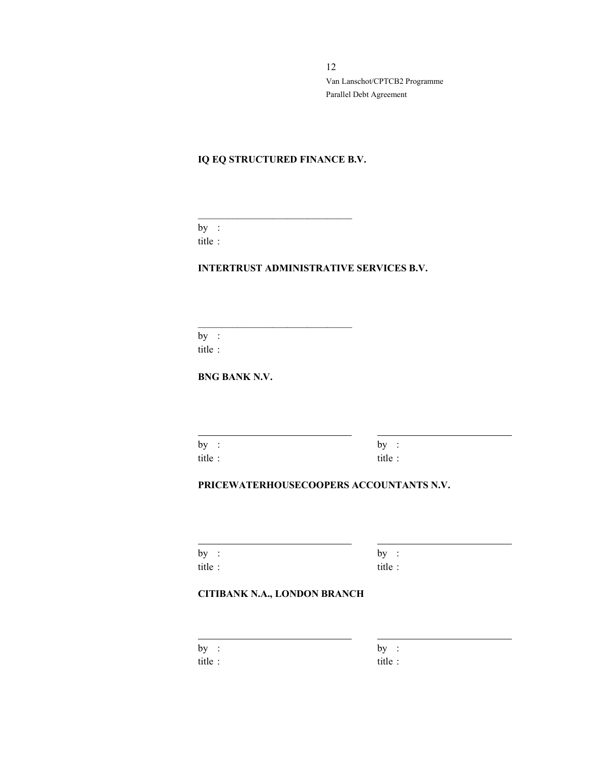**IQ EQ STRUCTURED FINANCE B.V.**

\_\_\_\_\_\_\_\_\_\_\_\_\_\_\_\_\_\_\_\_\_\_\_\_\_\_\_\_\_\_

by :
title :

**INTERTRUST ADMINISTRATIVE SERVICES B.V.**

\_\_\_\_\_\_\_\_\_\_\_\_\_\_\_\_\_\_\_\_\_\_\_\_\_\_\_\_\_\_

by :
title :

**BNG BANK N.V.**

| \_\_\_\_\_\_\_\_\_\_\_\_\_\_\_\_\_\_\_\_\_\_\_\_\_\_\_\_\_\_ | \_\_\_\_\_\_\_\_\_\_\_\_\_\_\_\_\_\_\_\_\_\_\_\_\_\_\_\_\_\_ |
|---|---|
| by : | by : |
| title : | title : |

**PRICEWATERHOUSECOOPERS ACCOUNTANTS N.V.**

| \_\_\_\_\_\_\_\_\_\_\_\_\_\_\_\_\_\_\_\_\_\_\_\_\_\_\_\_\_\_ | \_\_\_\_\_\_\_\_\_\_\_\_\_\_\_\_\_\_\_\_\_\_\_\_\_\_\_\_\_\_ |
|---|---|
| by : | by : |
| title : | title : |

**CITIBANK N.A., LONDON BRANCH**

| \_\_\_\_\_\_\_\_\_\_\_\_\_\_\_\_\_\_\_\_\_\_\_\_\_\_\_\_\_\_ | \_\_\_\_\_\_\_\_\_\_\_\_\_\_\_\_\_\_\_\_\_\_\_\_\_\_\_\_\_\_ |
|---|---|
| by : | by : |
| title : | title : |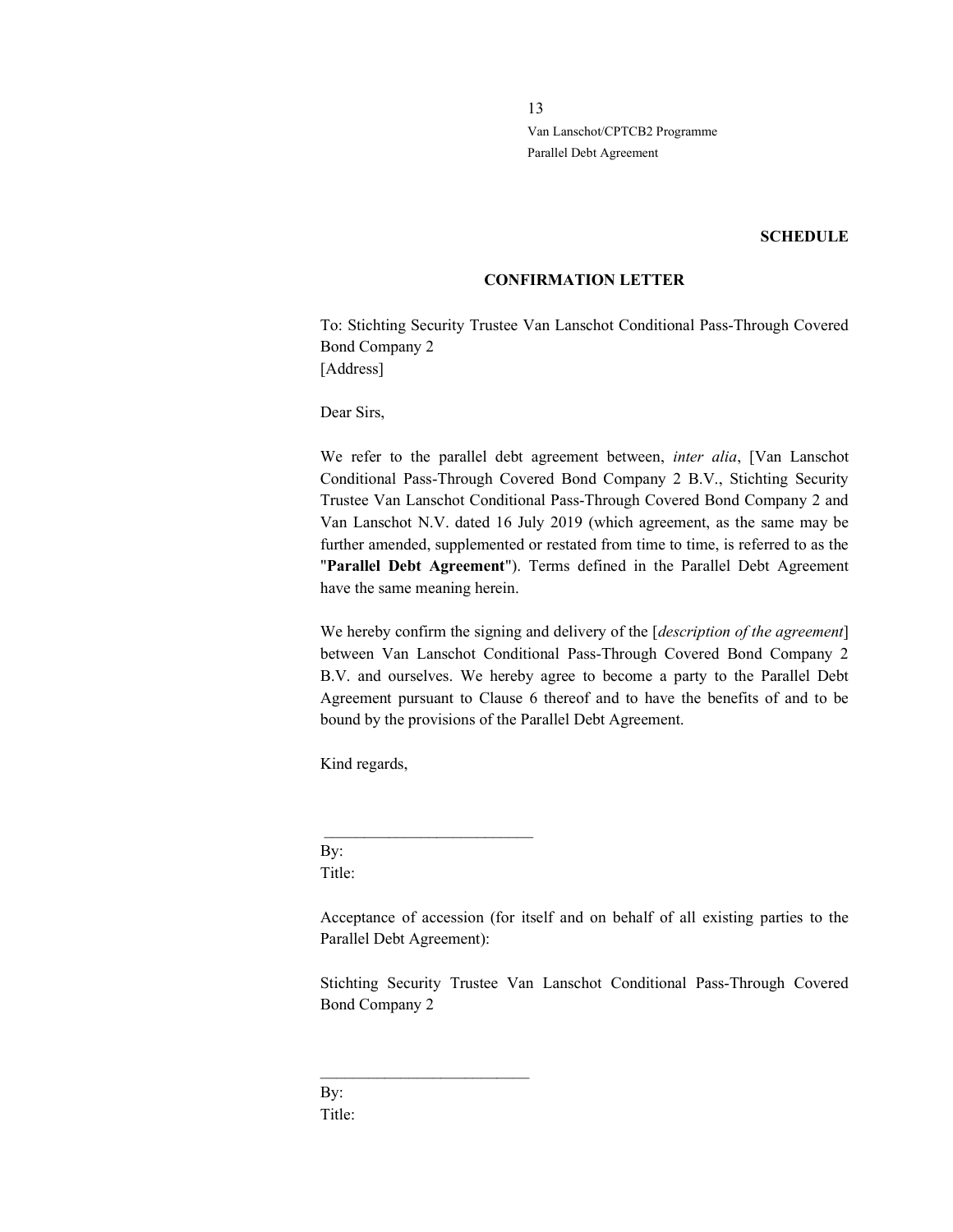**SCHEDULE**

**CONFIRMATION LETTER**

To: Stichting Security Trustee Van Lanschot Conditional Pass-Through Covered Bond Company 2
[Address]

Dear Sirs,

We refer to the parallel debt agreement between, *inter alia*, [Van Lanschot Conditional Pass-Through Covered Bond Company 2 B.V., Stichting Security Trustee Van Lanschot Conditional Pass-Through Covered Bond Company 2 and Van Lanschot N.V. dated 16 July 2019 (which agreement, as the same may be further amended, supplemented or restated from time to time, is referred to as the "**Parallel Debt Agreement**"). Terms defined in the Parallel Debt Agreement have the same meaning herein.

We hereby confirm the signing and delivery of the [*description of the agreement*] between Van Lanschot Conditional Pass-Through Covered Bond Company 2 B.V. and ourselves. We hereby agree to become a party to the Parallel Debt Agreement pursuant to Clause 6 thereof and to have the benefits of and to be bound by the provisions of the Parallel Debt Agreement.

Kind regards,

\_\_\_\_\_\_\_\_\_\_\_\_\_\_\_\_\_\_\_\_\_\_\_\_\_\_

By:
Title:

Acceptance of accession (for itself and on behalf of all existing parties to the Parallel Debt Agreement):

Stichting Security Trustee Van Lanschot Conditional Pass-Through Covered Bond Company 2

\_\_\_\_\_\_\_\_\_\_\_\_\_\_\_\_\_\_\_\_\_\_\_\_\_\_

By:
Title: